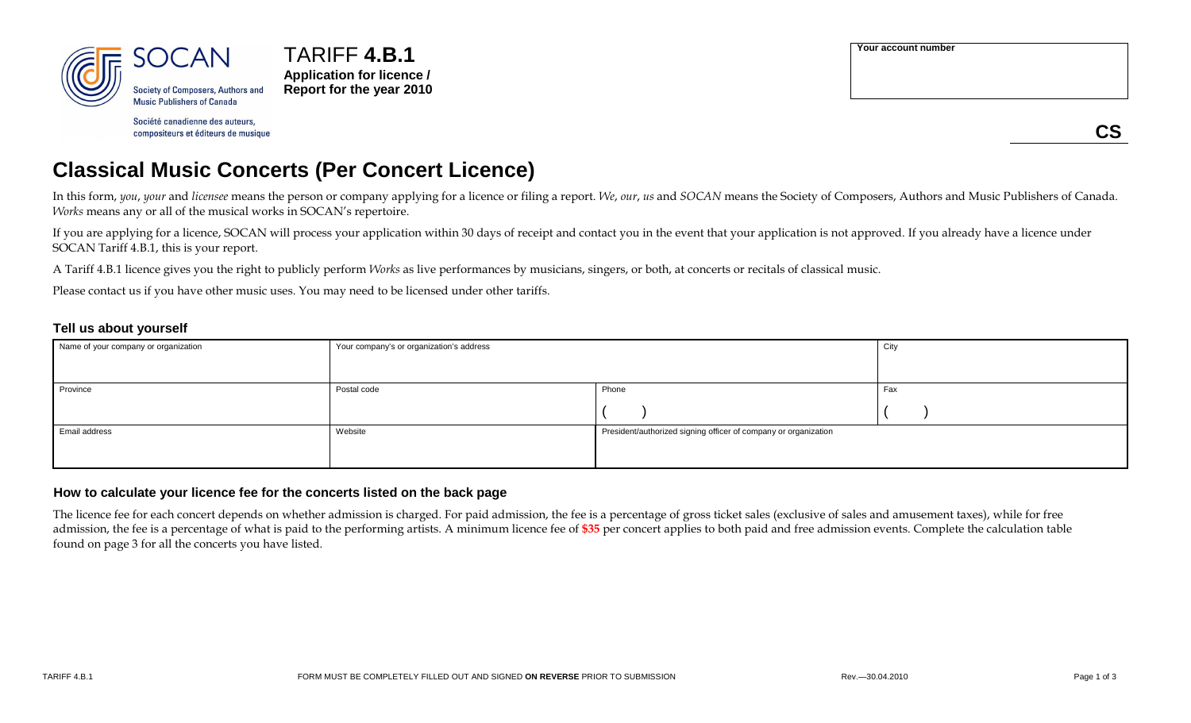SOCAN

Society of Composers, Authors and Music Publishers of Canada

Société canadienne des auteurs, compositeurs et éditeurs de musique

TARIFF **4.B.1**

**Application for licence / Report for the year 2010**

| **Your account number** |
| --- |
| |

**CS**

# Classical Music Concerts (Per Concert Licence)

In this form, *you*, *your* and *licensee* means the person or company applying for a licence or filing a report. *We*, *our*, *us* and *SOCAN* means the Society of Composers, Authors and Music Publishers of Canada. *Works* means any or all of the musical works in SOCAN's repertoire.

If you are applying for a licence, SOCAN will process your application within 30 days of receipt and contact you in the event that your application is not approved. If you already have a licence under SOCAN Tariff 4.B.1, this is your report.

A Tariff 4.B.1 licence gives you the right to publicly perform *Works* as live performances by musicians, singers, or both, at concerts or recitals of classical music.

Please contact us if you have other music uses. You may need to be licensed under other tariffs.

### Tell us about yourself

| Name of your company or organization | Your company's or organization's address | | City |
| --- | --- | --- | --- |
| Province | Postal code | Phone ( ) | Fax ( ) |
| Email address | Website | President/authorized signing officer of company or organization | |

### How to calculate your licence fee for the concerts listed on the back page

The licence fee for each concert depends on whether admission is charged. For paid admission, the fee is a percentage of gross ticket sales (exclusive of sales and amusement taxes), while for free admission, the fee is a percentage of what is paid to the performing artists. A minimum licence fee of **$35** per concert applies to both paid and free admission events. Complete the calculation table found on page 3 for all the concerts you have listed.

TARIFF 4.B.1 FORM MUST BE COMPLETELY FILLED OUT AND SIGNED **ON REVERSE** PRIOR TO SUBMISSION Rev.—30.04.2010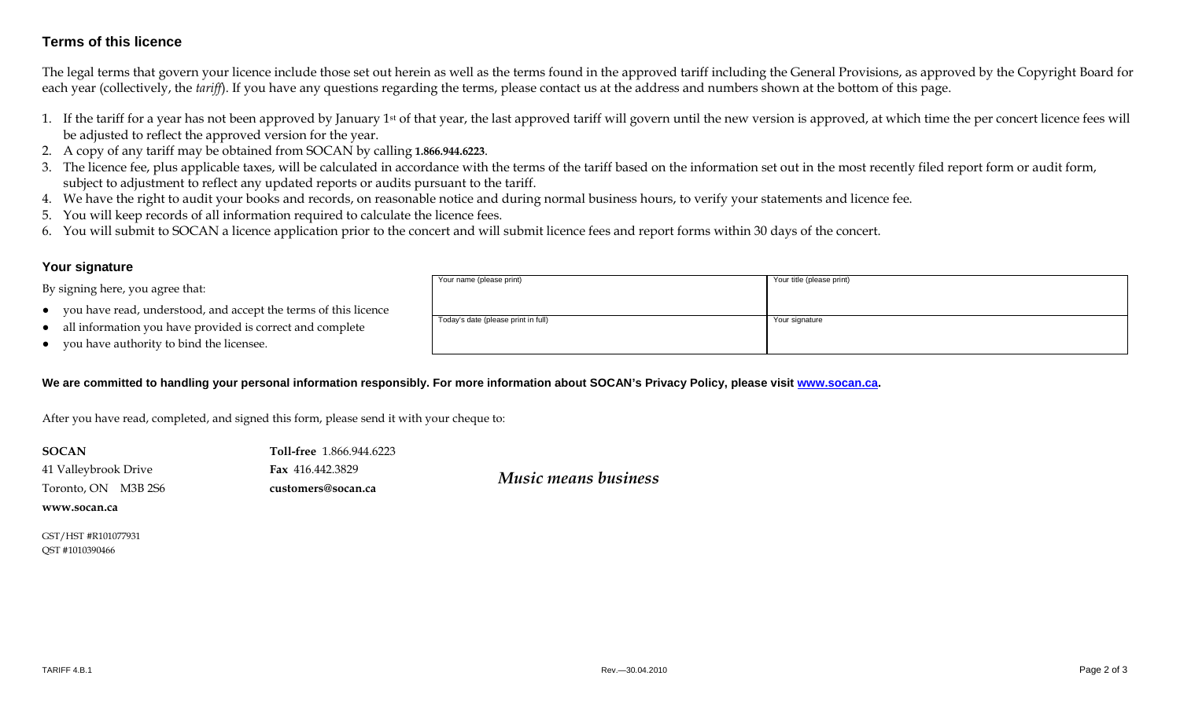## Terms of this licence

The legal terms that govern your licence include those set out herein as well as the terms found in the approved tariff including the General Provisions, as approved by the Copyright Board for each year (collectively, the *tariff*). If you have any questions regarding the terms, please contact us at the address and numbers shown at the bottom of this page.

1. If the tariff for a year has not been approved by January 1st of that year, the last approved tariff will govern until the new version is approved, at which time the per concert licence fees will be adjusted to reflect the approved version for the year.
2. A copy of any tariff may be obtained from SOCAN by calling **1.866.944.6223**.
3. The licence fee, plus applicable taxes, will be calculated in accordance with the terms of the tariff based on the information set out in the most recently filed report form or audit form, subject to adjustment to reflect any updated reports or audits pursuant to the tariff.
4. We have the right to audit your books and records, on reasonable notice and during normal business hours, to verify your statements and licence fee.
5. You will keep records of all information required to calculate the licence fees.
6. You will submit to SOCAN a licence application prior to the concert and will submit licence fees and report forms within 30 days of the concert.

### Your signature

By signing here, you agree that:

- you have read, understood, and accept the terms of this licence
- all information you have provided is correct and complete
- you have authority to bind the licensee.

| Your name (please print) | Your title (please print) |
|---|---|
| Today's date (please print in full) | Your signature |

**We are committed to handling your personal information responsibly. For more information about SOCAN's Privacy Policy, please visit www.socan.ca.**

After you have read, completed, and signed this form, please send it with your cheque to:

**SOCAN**
41 Valleybrook Drive
Toronto, ON M3B 2S6
**www.socan.ca**

**Toll-free** 1.866.944.6223
**Fax** 416.442.3829
**customers@socan.ca**

***Music means business***

GST/HST #R101077931
QST #1010390466

TARIFF 4.B.1

Rev.—30.04.2010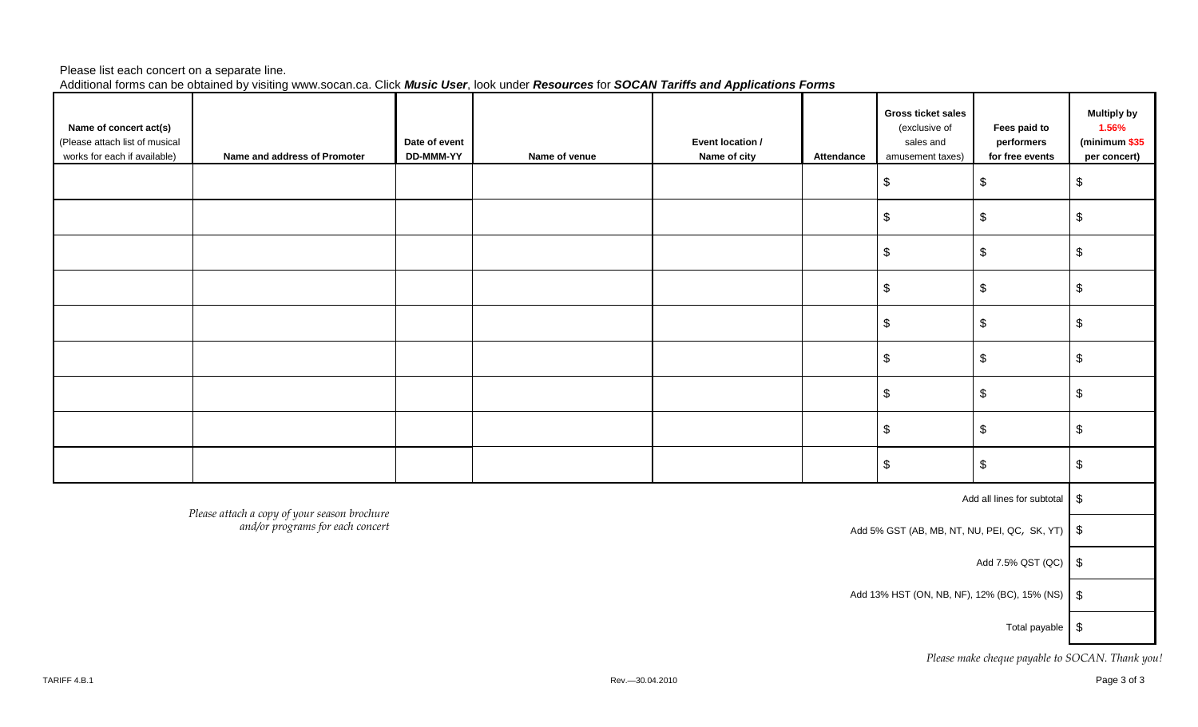Please list each concert on a separate line.
Additional forms can be obtained by visiting www.socan.ca. Click ***Music User***, look under ***Resources*** for ***SOCAN Tariffs and Applications Forms***

| Name of concert act(s) (Please attach list of musical works for each if available) | Name and address of Promoter | Date of event DD-MMM-YY | Name of venue | Event location / Name of city | Attendance | Gross ticket sales (exclusive of sales and amusement taxes) | Fees paid to performers for free events | Multiply by 1.56% (minimum $35 per concert) |
|---|---|---|---|---|---|---|---|---|
| | | | | | | $ | $ | $ |
| | | | | | | $ | $ | $ |
| | | | | | | $ | $ | $ |
| | | | | | | $ | $ | $ |
| | | | | | | $ | $ | $ |
| | | | | | | $ | $ | $ |
| | | | | | | $ | $ | $ |
| | | | | | | $ | $ | $ |
| | | | | | | $ | $ | $ |

| | |
|---|---|
| Add all lines for subtotal | $ |
| Add 5% GST (AB, MB, NT, NU, PEI, QC, SK, YT) | $ |
| Add 7.5% QST (QC) | $ |
| Add 13% HST (ON, NB, NF), 12% (BC), 15% (NS) | $ |
| Total payable | $ |

*Please attach a copy of your season brochure and/or programs for each concert*

*Please make cheque payable to SOCAN. Thank you!*

TARIFF 4.B.1

Rev.—30.04.2010